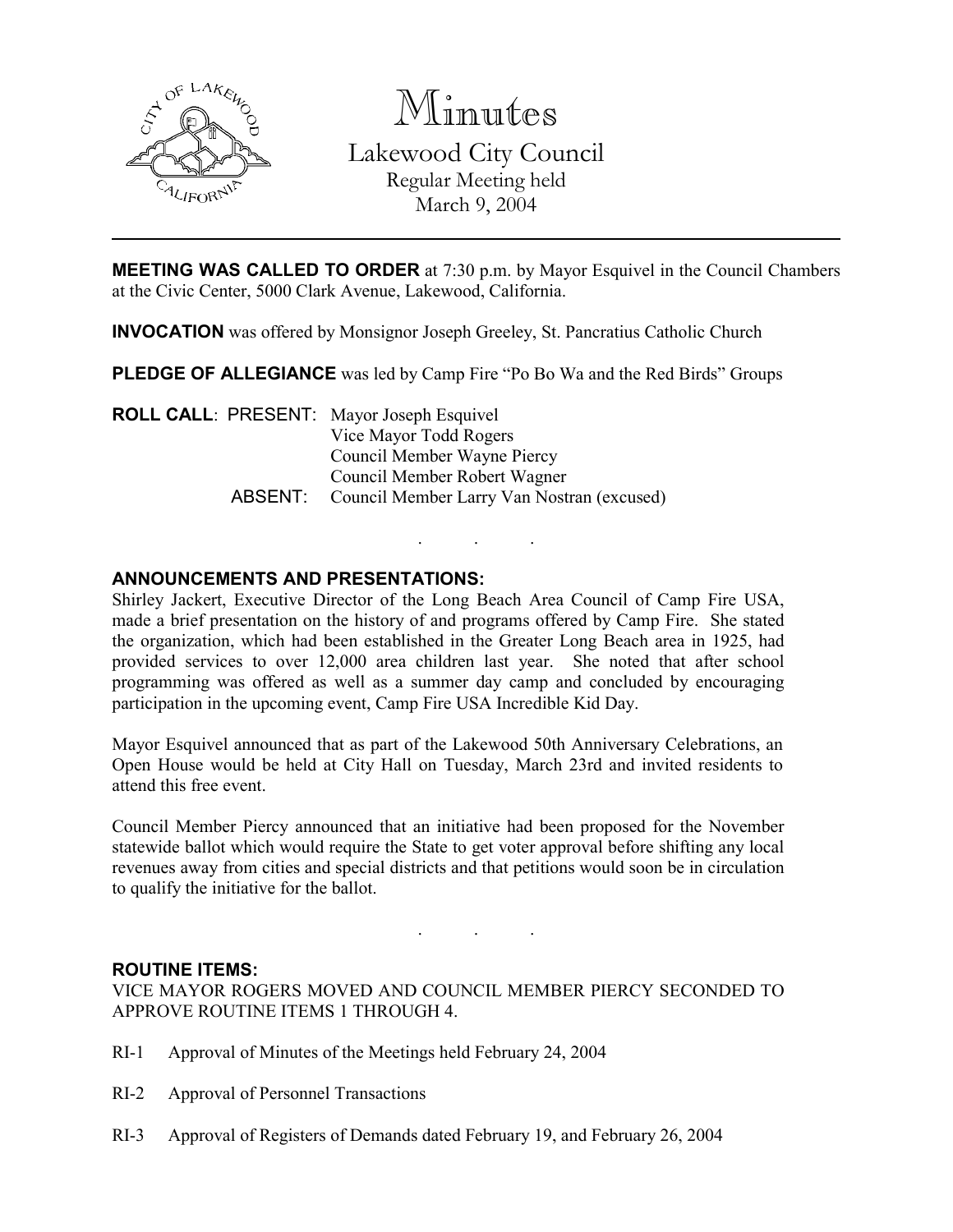# Minutes

## Lakewood City Council

Regular Meeting held
March 9, 2004

---

**MEETING WAS CALLED TO ORDER** at 7:30 p.m. by Mayor Esquivel in the Council Chambers at the Civic Center, 5000 Clark Avenue, Lakewood, California.

**INVOCATION** was offered by Monsignor Joseph Greeley, St. Pancratius Catholic Church

**PLEDGE OF ALLEGIANCE** was led by Camp Fire "Po Bo Wa and the Red Birds" Groups

**ROLL CALL**: PRESENT: Mayor Joseph Esquivel
Vice Mayor Todd Rogers
Council Member Wayne Piercy
Council Member Robert Wagner
ABSENT: Council Member Larry Van Nostran (excused)

. . .

**ANNOUNCEMENTS AND PRESENTATIONS:**

Shirley Jackert, Executive Director of the Long Beach Area Council of Camp Fire USA, made a brief presentation on the history of and programs offered by Camp Fire. She stated the organization, which had been established in the Greater Long Beach area in 1925, had provided services to over 12,000 area children last year. She noted that after school programming was offered as well as a summer day camp and concluded by encouraging participation in the upcoming event, Camp Fire USA Incredible Kid Day.

Mayor Esquivel announced that as part of the Lakewood 50th Anniversary Celebrations, an Open House would be held at City Hall on Tuesday, March 23rd and invited residents to attend this free event.

Council Member Piercy announced that an initiative had been proposed for the November statewide ballot which would require the State to get voter approval before shifting any local revenues away from cities and special districts and that petitions would soon be in circulation to qualify the initiative for the ballot.

. . .

**ROUTINE ITEMS:**

VICE MAYOR ROGERS MOVED AND COUNCIL MEMBER PIERCY SECONDED TO APPROVE ROUTINE ITEMS 1 THROUGH 4.

RI-1 Approval of Minutes of the Meetings held February 24, 2004

RI-2 Approval of Personnel Transactions

RI-3 Approval of Registers of Demands dated February 19, and February 26, 2004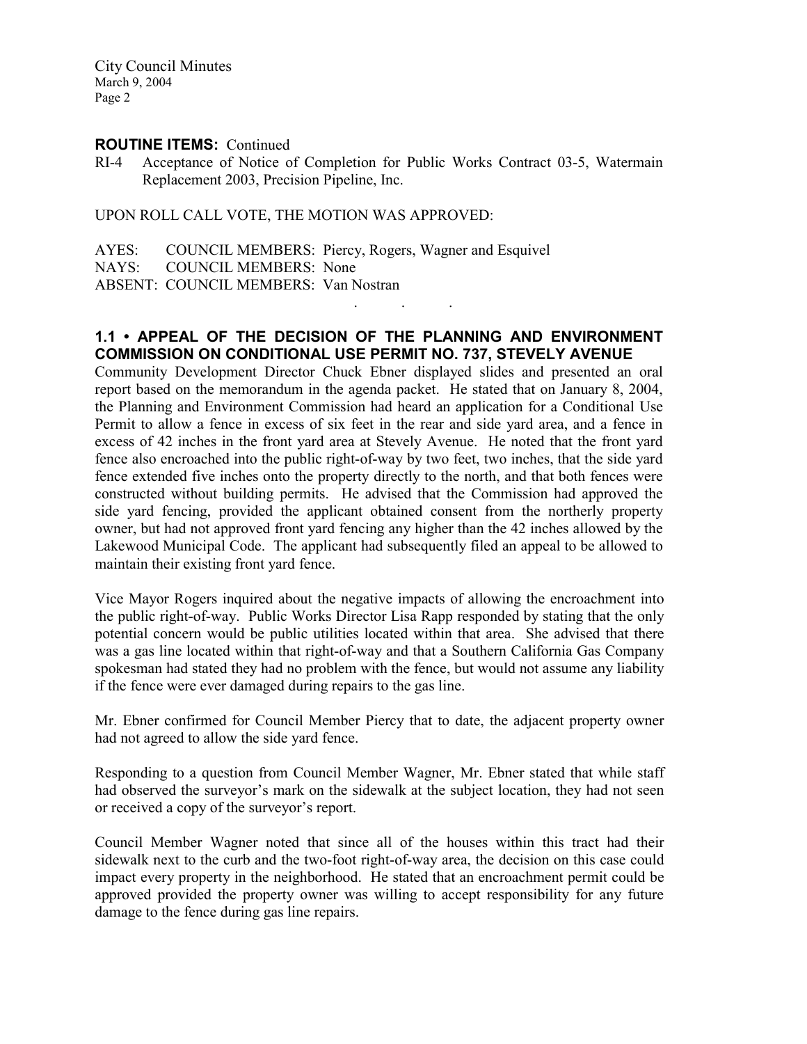**ROUTINE ITEMS:** Continued

RI-4 Acceptance of Notice of Completion for Public Works Contract 03-5, Watermain Replacement 2003, Precision Pipeline, Inc.

UPON ROLL CALL VOTE, THE MOTION WAS APPROVED:

AYES: COUNCIL MEMBERS: Piercy, Rogers, Wagner and Esquivel
NAYS: COUNCIL MEMBERS: None
ABSENT: COUNCIL MEMBERS: Van Nostran

. . .

### 1.1 • APPEAL OF THE DECISION OF THE PLANNING AND ENVIRONMENT COMMISSION ON CONDITIONAL USE PERMIT NO. 737, STEVELY AVENUE

Community Development Director Chuck Ebner displayed slides and presented an oral report based on the memorandum in the agenda packet. He stated that on January 8, 2004, the Planning and Environment Commission had heard an application for a Conditional Use Permit to allow a fence in excess of six feet in the rear and side yard area, and a fence in excess of 42 inches in the front yard area at Stevely Avenue. He noted that the front yard fence also encroached into the public right-of-way by two feet, two inches, that the side yard fence extended five inches onto the property directly to the north, and that both fences were constructed without building permits. He advised that the Commission had approved the side yard fencing, provided the applicant obtained consent from the northerly property owner, but had not approved front yard fencing any higher than the 42 inches allowed by the Lakewood Municipal Code. The applicant had subsequently filed an appeal to be allowed to maintain their existing front yard fence.

Vice Mayor Rogers inquired about the negative impacts of allowing the encroachment into the public right-of-way. Public Works Director Lisa Rapp responded by stating that the only potential concern would be public utilities located within that area. She advised that there was a gas line located within that right-of-way and that a Southern California Gas Company spokesman had stated they had no problem with the fence, but would not assume any liability if the fence were ever damaged during repairs to the gas line.

Mr. Ebner confirmed for Council Member Piercy that to date, the adjacent property owner had not agreed to allow the side yard fence.

Responding to a question from Council Member Wagner, Mr. Ebner stated that while staff had observed the surveyor's mark on the sidewalk at the subject location, they had not seen or received a copy of the surveyor's report.

Council Member Wagner noted that since all of the houses within this tract had their sidewalk next to the curb and the two-foot right-of-way area, the decision on this case could impact every property in the neighborhood. He stated that an encroachment permit could be approved provided the property owner was willing to accept responsibility for any future damage to the fence during gas line repairs.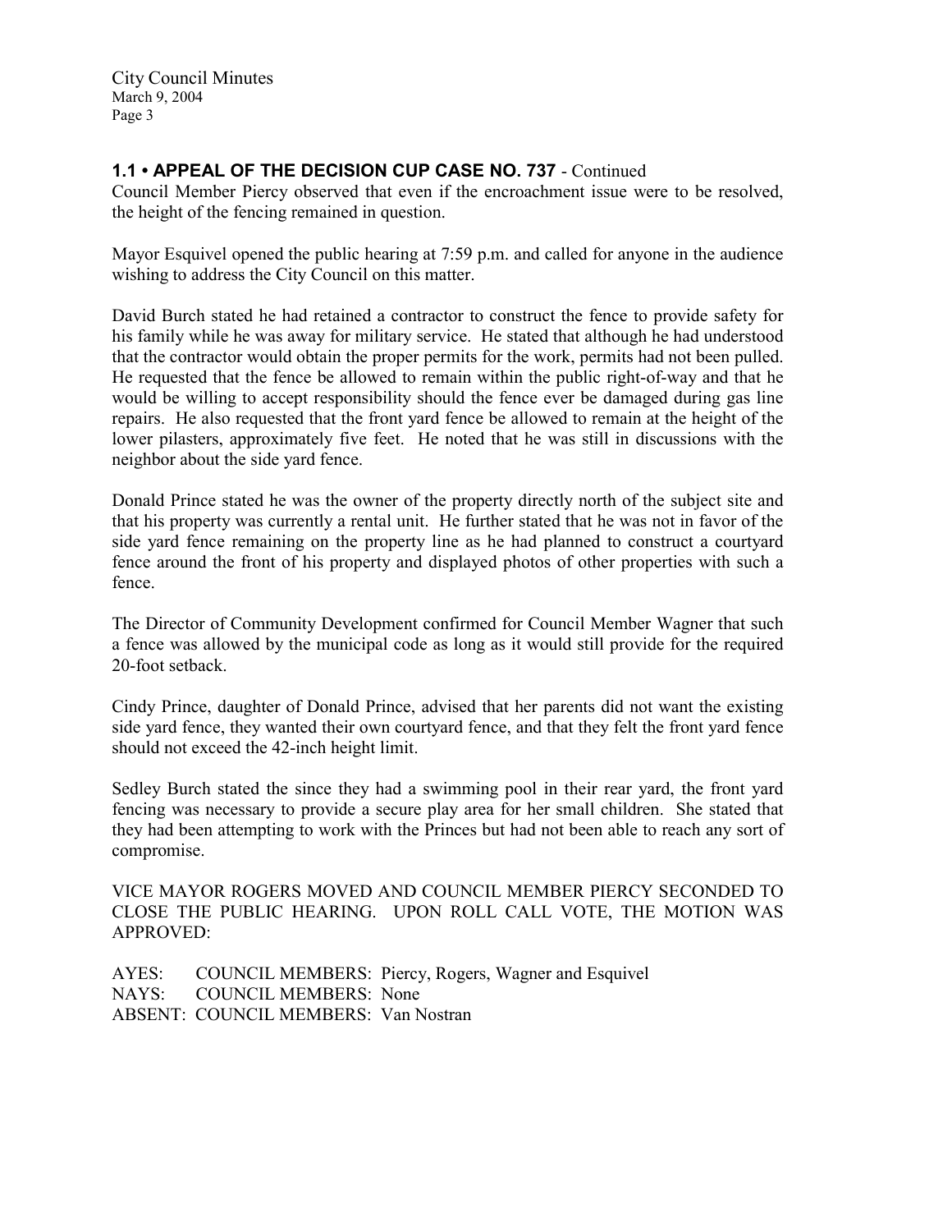## 1.1 • APPEAL OF THE DECISION CUP CASE NO. 737 - Continued

Council Member Piercy observed that even if the encroachment issue were to be resolved, the height of the fencing remained in question.

Mayor Esquivel opened the public hearing at 7:59 p.m. and called for anyone in the audience wishing to address the City Council on this matter.

David Burch stated he had retained a contractor to construct the fence to provide safety for his family while he was away for military service. He stated that although he had understood that the contractor would obtain the proper permits for the work, permits had not been pulled. He requested that the fence be allowed to remain within the public right-of-way and that he would be willing to accept responsibility should the fence ever be damaged during gas line repairs. He also requested that the front yard fence be allowed to remain at the height of the lower pilasters, approximately five feet. He noted that he was still in discussions with the neighbor about the side yard fence.

Donald Prince stated he was the owner of the property directly north of the subject site and that his property was currently a rental unit. He further stated that he was not in favor of the side yard fence remaining on the property line as he had planned to construct a courtyard fence around the front of his property and displayed photos of other properties with such a fence.

The Director of Community Development confirmed for Council Member Wagner that such a fence was allowed by the municipal code as long as it would still provide for the required 20-foot setback.

Cindy Prince, daughter of Donald Prince, advised that her parents did not want the existing side yard fence, they wanted their own courtyard fence, and that they felt the front yard fence should not exceed the 42-inch height limit.

Sedley Burch stated the since they had a swimming pool in their rear yard, the front yard fencing was necessary to provide a secure play area for her small children. She stated that they had been attempting to work with the Princes but had not been able to reach any sort of compromise.

VICE MAYOR ROGERS MOVED AND COUNCIL MEMBER PIERCY SECONDED TO CLOSE THE PUBLIC HEARING. UPON ROLL CALL VOTE, THE MOTION WAS APPROVED:

AYES: COUNCIL MEMBERS: Piercy, Rogers, Wagner and Esquivel
NAYS: COUNCIL MEMBERS: None
ABSENT: COUNCIL MEMBERS: Van Nostran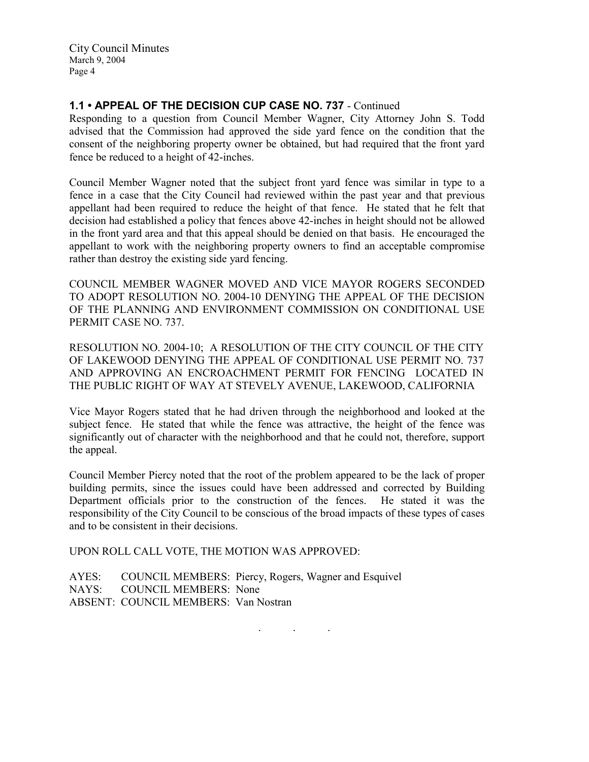### 1.1 • APPEAL OF THE DECISION CUP CASE NO. 737 - Continued

Responding to a question from Council Member Wagner, City Attorney John S. Todd advised that the Commission had approved the side yard fence on the condition that the consent of the neighboring property owner be obtained, but had required that the front yard fence be reduced to a height of 42-inches.

Council Member Wagner noted that the subject front yard fence was similar in type to a fence in a case that the City Council had reviewed within the past year and that previous appellant had been required to reduce the height of that fence. He stated that he felt that decision had established a policy that fences above 42-inches in height should not be allowed in the front yard area and that this appeal should be denied on that basis. He encouraged the appellant to work with the neighboring property owners to find an acceptable compromise rather than destroy the existing side yard fencing.

COUNCIL MEMBER WAGNER MOVED AND VICE MAYOR ROGERS SECONDED TO ADOPT RESOLUTION NO. 2004-10 DENYING THE APPEAL OF THE DECISION OF THE PLANNING AND ENVIRONMENT COMMISSION ON CONDITIONAL USE PERMIT CASE NO. 737.

RESOLUTION NO. 2004-10; A RESOLUTION OF THE CITY COUNCIL OF THE CITY OF LAKEWOOD DENYING THE APPEAL OF CONDITIONAL USE PERMIT NO. 737 AND APPROVING AN ENCROACHMENT PERMIT FOR FENCING LOCATED IN THE PUBLIC RIGHT OF WAY AT STEVELY AVENUE, LAKEWOOD, CALIFORNIA

Vice Mayor Rogers stated that he had driven through the neighborhood and looked at the subject fence. He stated that while the fence was attractive, the height of the fence was significantly out of character with the neighborhood and that he could not, therefore, support the appeal.

Council Member Piercy noted that the root of the problem appeared to be the lack of proper building permits, since the issues could have been addressed and corrected by Building Department officials prior to the construction of the fences. He stated it was the responsibility of the City Council to be conscious of the broad impacts of these types of cases and to be consistent in their decisions.

UPON ROLL CALL VOTE, THE MOTION WAS APPROVED:

AYES: COUNCIL MEMBERS: Piercy, Rogers, Wagner and Esquivel
NAYS: COUNCIL MEMBERS: None
ABSENT: COUNCIL MEMBERS: Van Nostran

. . .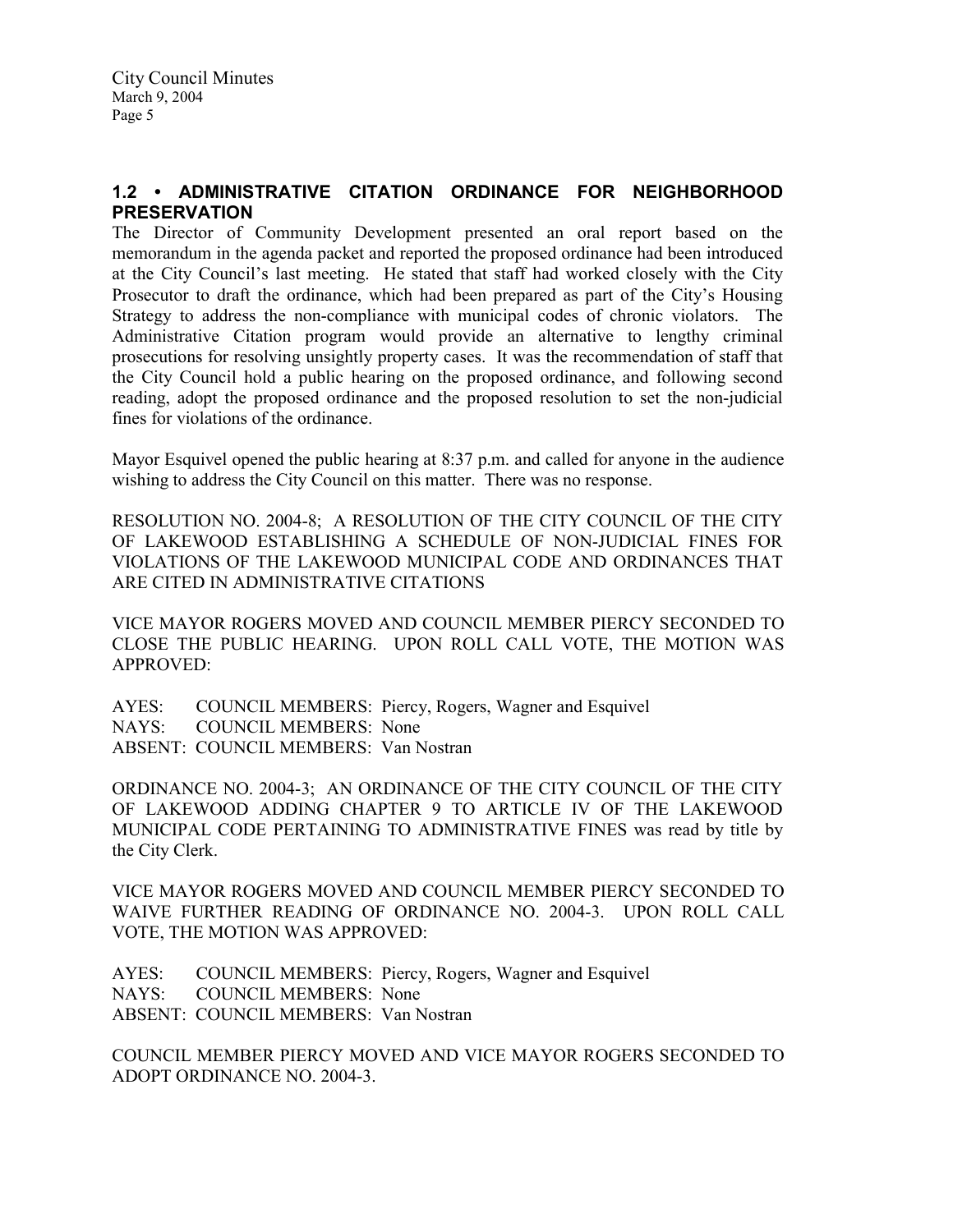## 1.2 • ADMINISTRATIVE CITATION ORDINANCE FOR NEIGHBORHOOD PRESERVATION

The Director of Community Development presented an oral report based on the memorandum in the agenda packet and reported the proposed ordinance had been introduced at the City Council's last meeting. He stated that staff had worked closely with the City Prosecutor to draft the ordinance, which had been prepared as part of the City's Housing Strategy to address the non-compliance with municipal codes of chronic violators. The Administrative Citation program would provide an alternative to lengthy criminal prosecutions for resolving unsightly property cases. It was the recommendation of staff that the City Council hold a public hearing on the proposed ordinance, and following second reading, adopt the proposed ordinance and the proposed resolution to set the non-judicial fines for violations of the ordinance.

Mayor Esquivel opened the public hearing at 8:37 p.m. and called for anyone in the audience wishing to address the City Council on this matter. There was no response.

RESOLUTION NO. 2004-8; A RESOLUTION OF THE CITY COUNCIL OF THE CITY OF LAKEWOOD ESTABLISHING A SCHEDULE OF NON-JUDICIAL FINES FOR VIOLATIONS OF THE LAKEWOOD MUNICIPAL CODE AND ORDINANCES THAT ARE CITED IN ADMINISTRATIVE CITATIONS

VICE MAYOR ROGERS MOVED AND COUNCIL MEMBER PIERCY SECONDED TO CLOSE THE PUBLIC HEARING. UPON ROLL CALL VOTE, THE MOTION WAS APPROVED:

AYES: COUNCIL MEMBERS: Piercy, Rogers, Wagner and Esquivel
NAYS: COUNCIL MEMBERS: None
ABSENT: COUNCIL MEMBERS: Van Nostran

ORDINANCE NO. 2004-3; AN ORDINANCE OF THE CITY COUNCIL OF THE CITY OF LAKEWOOD ADDING CHAPTER 9 TO ARTICLE IV OF THE LAKEWOOD MUNICIPAL CODE PERTAINING TO ADMINISTRATIVE FINES was read by title by the City Clerk.

VICE MAYOR ROGERS MOVED AND COUNCIL MEMBER PIERCY SECONDED TO WAIVE FURTHER READING OF ORDINANCE NO. 2004-3. UPON ROLL CALL VOTE, THE MOTION WAS APPROVED:

AYES: COUNCIL MEMBERS: Piercy, Rogers, Wagner and Esquivel
NAYS: COUNCIL MEMBERS: None
ABSENT: COUNCIL MEMBERS: Van Nostran

COUNCIL MEMBER PIERCY MOVED AND VICE MAYOR ROGERS SECONDED TO ADOPT ORDINANCE NO. 2004-3.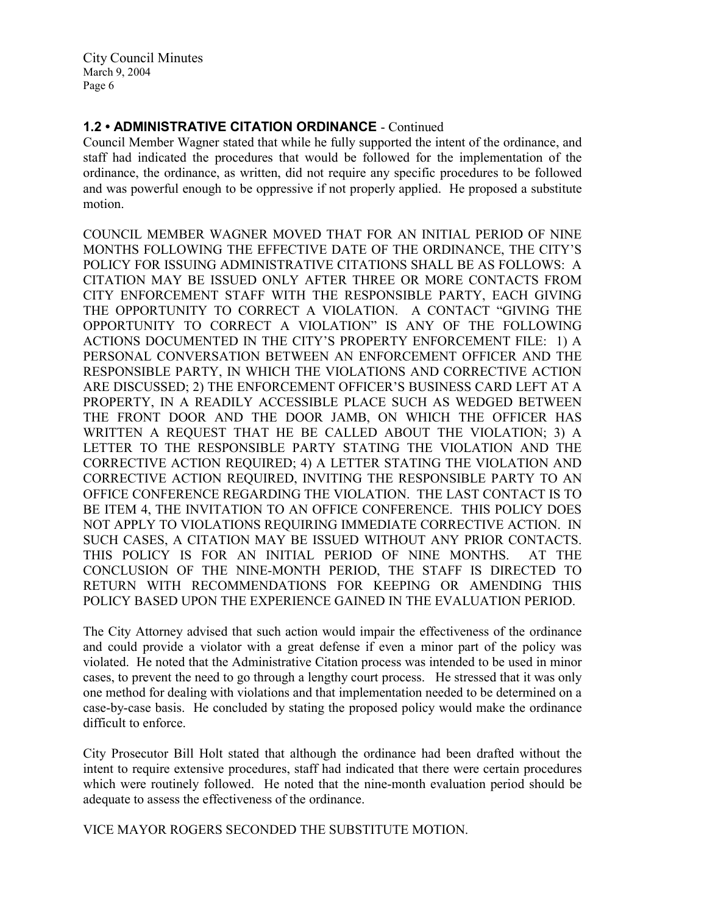## 1.2 • ADMINISTRATIVE CITATION ORDINANCE - Continued

Council Member Wagner stated that while he fully supported the intent of the ordinance, and staff had indicated the procedures that would be followed for the implementation of the ordinance, the ordinance, as written, did not require any specific procedures to be followed and was powerful enough to be oppressive if not properly applied. He proposed a substitute motion.

COUNCIL MEMBER WAGNER MOVED THAT FOR AN INITIAL PERIOD OF NINE MONTHS FOLLOWING THE EFFECTIVE DATE OF THE ORDINANCE, THE CITY'S POLICY FOR ISSUING ADMINISTRATIVE CITATIONS SHALL BE AS FOLLOWS: A CITATION MAY BE ISSUED ONLY AFTER THREE OR MORE CONTACTS FROM CITY ENFORCEMENT STAFF WITH THE RESPONSIBLE PARTY, EACH GIVING THE OPPORTUNITY TO CORRECT A VIOLATION. A CONTACT "GIVING THE OPPORTUNITY TO CORRECT A VIOLATION" IS ANY OF THE FOLLOWING ACTIONS DOCUMENTED IN THE CITY'S PROPERTY ENFORCEMENT FILE: 1) A PERSONAL CONVERSATION BETWEEN AN ENFORCEMENT OFFICER AND THE RESPONSIBLE PARTY, IN WHICH THE VIOLATIONS AND CORRECTIVE ACTION ARE DISCUSSED; 2) THE ENFORCEMENT OFFICER'S BUSINESS CARD LEFT AT A PROPERTY, IN A READILY ACCESSIBLE PLACE SUCH AS WEDGED BETWEEN THE FRONT DOOR AND THE DOOR JAMB, ON WHICH THE OFFICER HAS WRITTEN A REQUEST THAT HE BE CALLED ABOUT THE VIOLATION; 3) A LETTER TO THE RESPONSIBLE PARTY STATING THE VIOLATION AND THE CORRECTIVE ACTION REQUIRED; 4) A LETTER STATING THE VIOLATION AND CORRECTIVE ACTION REQUIRED, INVITING THE RESPONSIBLE PARTY TO AN OFFICE CONFERENCE REGARDING THE VIOLATION. THE LAST CONTACT IS TO BE ITEM 4, THE INVITATION TO AN OFFICE CONFERENCE. THIS POLICY DOES NOT APPLY TO VIOLATIONS REQUIRING IMMEDIATE CORRECTIVE ACTION. IN SUCH CASES, A CITATION MAY BE ISSUED WITHOUT ANY PRIOR CONTACTS. THIS POLICY IS FOR AN INITIAL PERIOD OF NINE MONTHS. AT THE CONCLUSION OF THE NINE-MONTH PERIOD, THE STAFF IS DIRECTED TO RETURN WITH RECOMMENDATIONS FOR KEEPING OR AMENDING THIS POLICY BASED UPON THE EXPERIENCE GAINED IN THE EVALUATION PERIOD.

The City Attorney advised that such action would impair the effectiveness of the ordinance and could provide a violator with a great defense if even a minor part of the policy was violated. He noted that the Administrative Citation process was intended to be used in minor cases, to prevent the need to go through a lengthy court process. He stressed that it was only one method for dealing with violations and that implementation needed to be determined on a case-by-case basis. He concluded by stating the proposed policy would make the ordinance difficult to enforce.

City Prosecutor Bill Holt stated that although the ordinance had been drafted without the intent to require extensive procedures, staff had indicated that there were certain procedures which were routinely followed. He noted that the nine-month evaluation period should be adequate to assess the effectiveness of the ordinance.

VICE MAYOR ROGERS SECONDED THE SUBSTITUTE MOTION.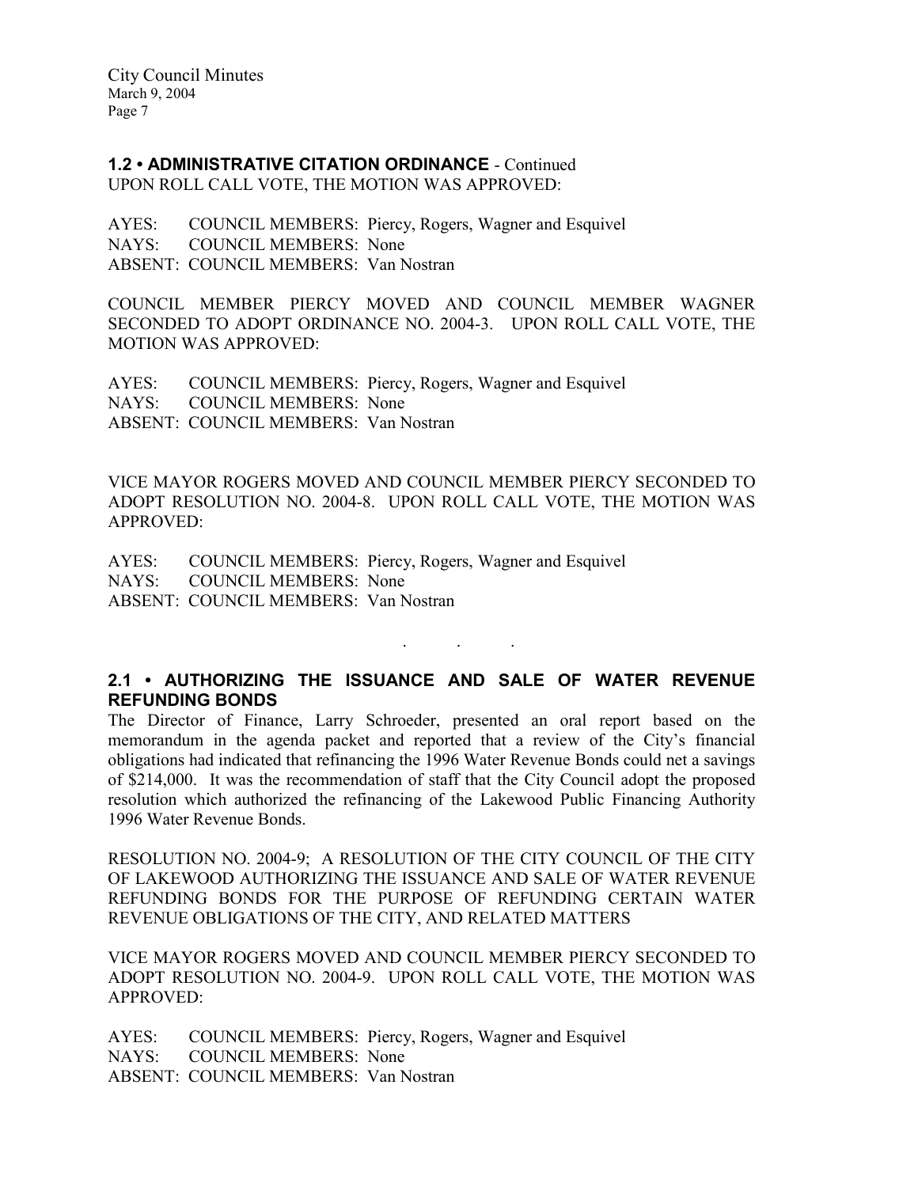**1.2 • ADMINISTRATIVE CITATION ORDINANCE** - Continued
UPON ROLL CALL VOTE, THE MOTION WAS APPROVED:

AYES: COUNCIL MEMBERS: Piercy, Rogers, Wagner and Esquivel
NAYS: COUNCIL MEMBERS: None
ABSENT: COUNCIL MEMBERS: Van Nostran

COUNCIL MEMBER PIERCY MOVED AND COUNCIL MEMBER WAGNER SECONDED TO ADOPT ORDINANCE NO. 2004-3. UPON ROLL CALL VOTE, THE MOTION WAS APPROVED:

AYES: COUNCIL MEMBERS: Piercy, Rogers, Wagner and Esquivel
NAYS: COUNCIL MEMBERS: None
ABSENT: COUNCIL MEMBERS: Van Nostran

VICE MAYOR ROGERS MOVED AND COUNCIL MEMBER PIERCY SECONDED TO ADOPT RESOLUTION NO. 2004-8. UPON ROLL CALL VOTE, THE MOTION WAS APPROVED:

AYES: COUNCIL MEMBERS: Piercy, Rogers, Wagner and Esquivel
NAYS: COUNCIL MEMBERS: None
ABSENT: COUNCIL MEMBERS: Van Nostran

. . .

**2.1 • AUTHORIZING THE ISSUANCE AND SALE OF WATER REVENUE REFUNDING BONDS**

The Director of Finance, Larry Schroeder, presented an oral report based on the memorandum in the agenda packet and reported that a review of the City's financial obligations had indicated that refinancing the 1996 Water Revenue Bonds could net a savings of $214,000. It was the recommendation of staff that the City Council adopt the proposed resolution which authorized the refinancing of the Lakewood Public Financing Authority 1996 Water Revenue Bonds.

RESOLUTION NO. 2004-9; A RESOLUTION OF THE CITY COUNCIL OF THE CITY OF LAKEWOOD AUTHORIZING THE ISSUANCE AND SALE OF WATER REVENUE REFUNDING BONDS FOR THE PURPOSE OF REFUNDING CERTAIN WATER REVENUE OBLIGATIONS OF THE CITY, AND RELATED MATTERS

VICE MAYOR ROGERS MOVED AND COUNCIL MEMBER PIERCY SECONDED TO ADOPT RESOLUTION NO. 2004-9. UPON ROLL CALL VOTE, THE MOTION WAS APPROVED:

AYES: COUNCIL MEMBERS: Piercy, Rogers, Wagner and Esquivel
NAYS: COUNCIL MEMBERS: None
ABSENT: COUNCIL MEMBERS: Van Nostran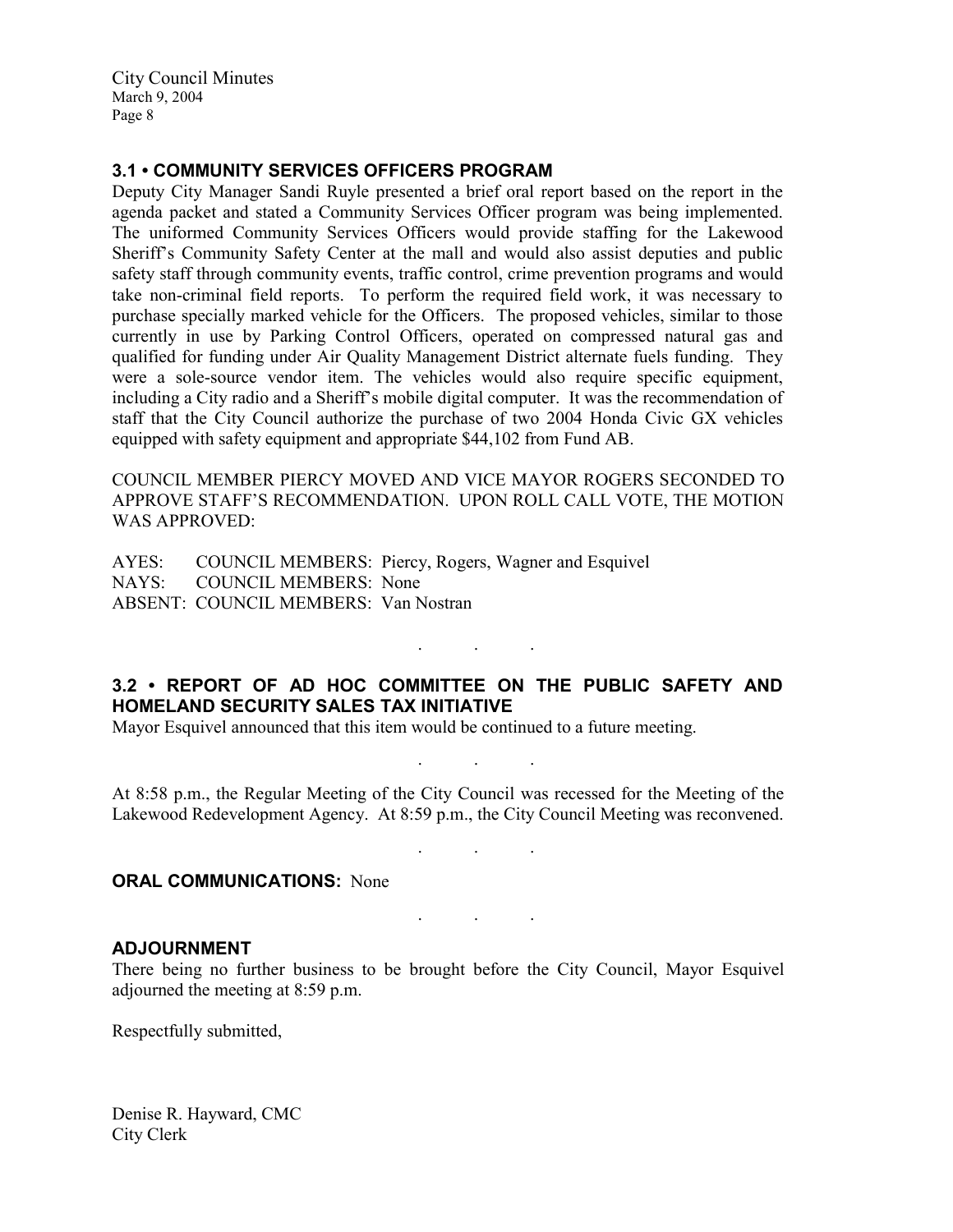### 3.1 • COMMUNITY SERVICES OFFICERS PROGRAM

Deputy City Manager Sandi Ruyle presented a brief oral report based on the report in the agenda packet and stated a Community Services Officer program was being implemented. The uniformed Community Services Officers would provide staffing for the Lakewood Sheriff's Community Safety Center at the mall and would also assist deputies and public safety staff through community events, traffic control, crime prevention programs and would take non-criminal field reports. To perform the required field work, it was necessary to purchase specially marked vehicle for the Officers. The proposed vehicles, similar to those currently in use by Parking Control Officers, operated on compressed natural gas and qualified for funding under Air Quality Management District alternate fuels funding. They were a sole-source vendor item. The vehicles would also require specific equipment, including a City radio and a Sheriff's mobile digital computer. It was the recommendation of staff that the City Council authorize the purchase of two 2004 Honda Civic GX vehicles equipped with safety equipment and appropriate $44,102 from Fund AB.

COUNCIL MEMBER PIERCY MOVED AND VICE MAYOR ROGERS SECONDED TO APPROVE STAFF'S RECOMMENDATION. UPON ROLL CALL VOTE, THE MOTION WAS APPROVED:

AYES: COUNCIL MEMBERS: Piercy, Rogers, Wagner and Esquivel
NAYS: COUNCIL MEMBERS: None
ABSENT: COUNCIL MEMBERS: Van Nostran

. . .

### 3.2 • REPORT OF AD HOC COMMITTEE ON THE PUBLIC SAFETY AND HOMELAND SECURITY SALES TAX INITIATIVE

Mayor Esquivel announced that this item would be continued to a future meeting.

. . .

At 8:58 p.m., the Regular Meeting of the City Council was recessed for the Meeting of the Lakewood Redevelopment Agency. At 8:59 p.m., the City Council Meeting was reconvened.

. . .

**ORAL COMMUNICATIONS:** None

. . .

### ADJOURNMENT

There being no further business to be brought before the City Council, Mayor Esquivel adjourned the meeting at 8:59 p.m.

Respectfully submitted,

Denise R. Hayward, CMC
City Clerk